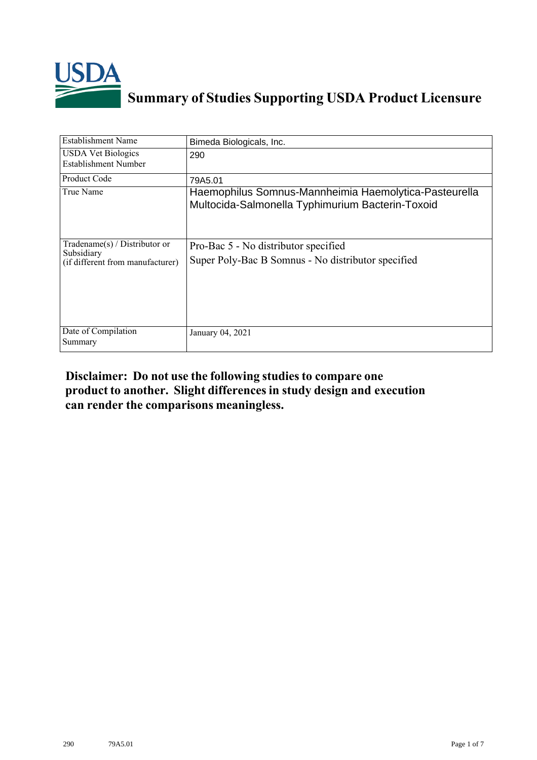# Summary of Studies Supporting USDA Product Licensure

| | |
|---|---|
| Establishment Name | Bimeda Biologicals, Inc. |
| USDA Vet Biologics Establishment Number | 290 |
| Product Code | 79A5.01 |
| True Name | Haemophilus Somnus-Mannheimia Haemolytica-Pasteurella Multocida-Salmonella Typhimurium Bacterin-Toxoid |
| Tradename(s) / Distributor or Subsidiary (if different from manufacturer) | Pro-Bac 5 - No distributor specified<br>Super Poly-Bac B Somnus - No distributor specified |
| Date of Compilation Summary | January 04, 2021 |

**Disclaimer: Do not use the following studies to compare one product to another. Slight differences in study design and execution can render the comparisons meaningless.**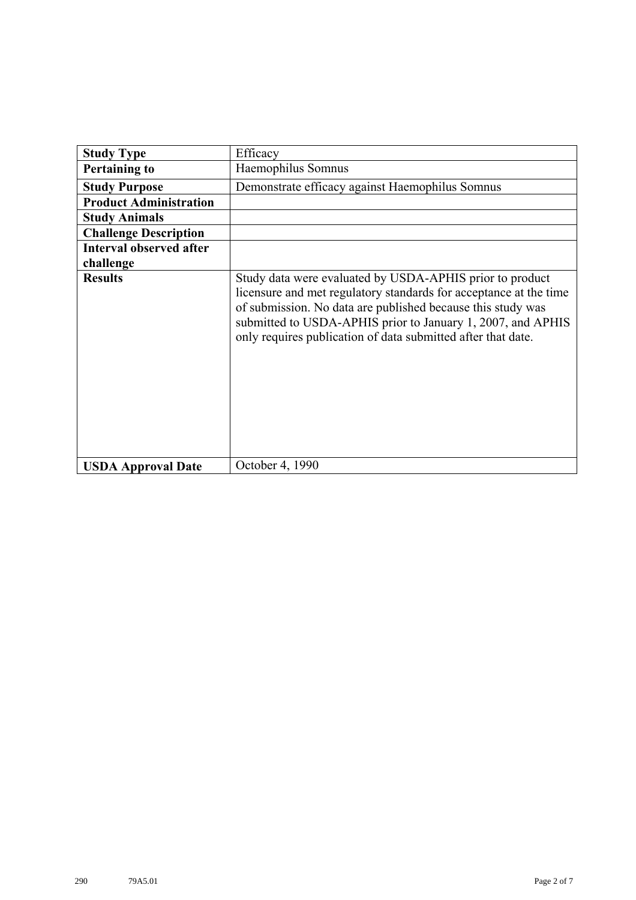| Study Type | Efficacy |
|---|---|
| **Pertaining to** | Haemophilus Somnus |
| **Study Purpose** | Demonstrate efficacy against Haemophilus Somnus |
| **Product Administration** | |
| **Study Animals** | |
| **Challenge Description** | |
| **Interval observed after challenge** | |
| **Results** | Study data were evaluated by USDA-APHIS prior to product licensure and met regulatory standards for acceptance at the time of submission. No data are published because this study was submitted to USDA-APHIS prior to January 1, 2007, and APHIS only requires publication of data submitted after that date. |
| **USDA Approval Date** | October 4, 1990 |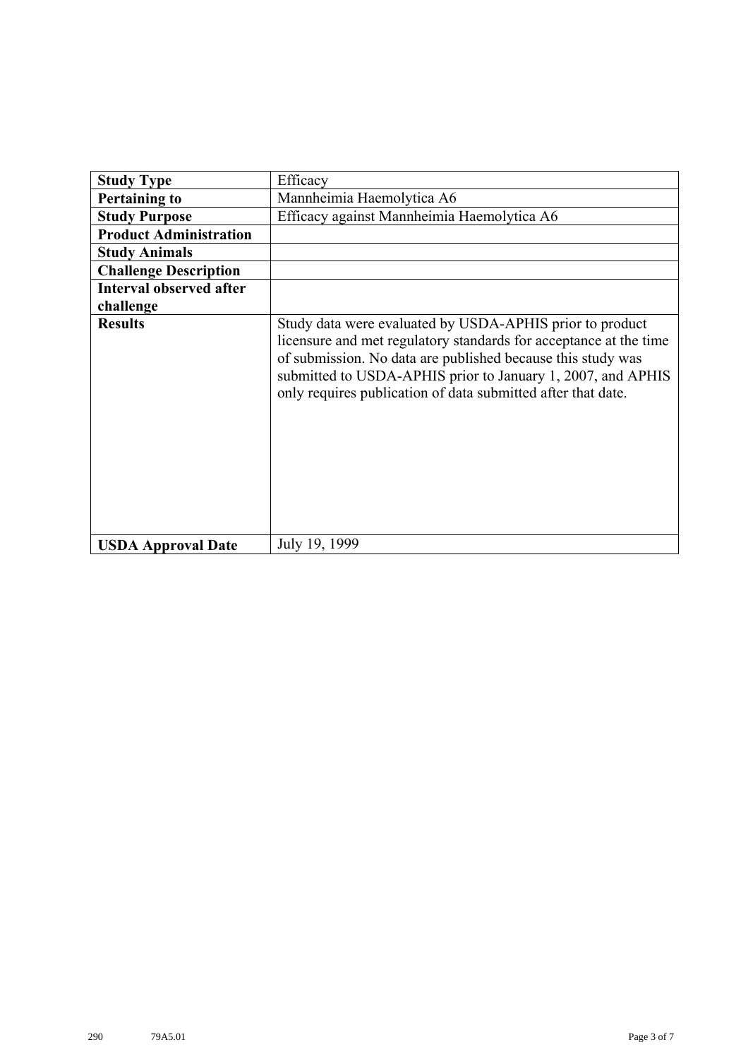| Study Type | Efficacy |
|---|---|
| Pertaining to | Mannheimia Haemolytica A6 |
| Study Purpose | Efficacy against Mannheimia Haemolytica A6 |
| Product Administration | |
| Study Animals | |
| Challenge Description | |
| Interval observed after challenge | |
| Results | Study data were evaluated by USDA-APHIS prior to product licensure and met regulatory standards for acceptance at the time of submission. No data are published because this study was submitted to USDA-APHIS prior to January 1, 2007, and APHIS only requires publication of data submitted after that date. |
| USDA Approval Date | July 19, 1999 |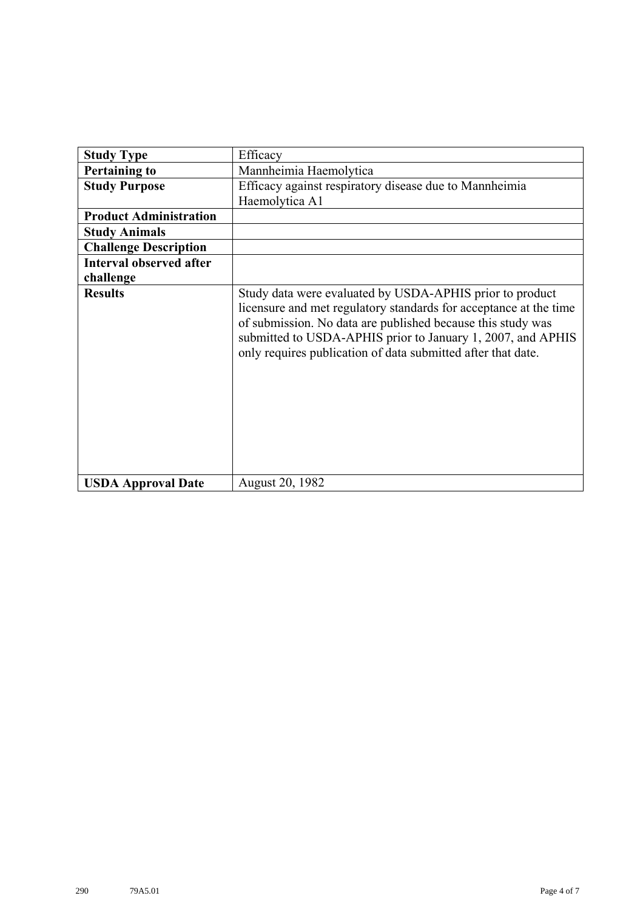| **Study Type** | Efficacy |
|---|---|
| **Pertaining to** | Mannheimia Haemolytica |
| **Study Purpose** | Efficacy against respiratory disease due to Mannheimia Haemolytica A1 |
| **Product Administration** | |
| **Study Animals** | |
| **Challenge Description** | |
| **Interval observed after challenge** | |
| **Results** | Study data were evaluated by USDA-APHIS prior to product licensure and met regulatory standards for acceptance at the time of submission. No data are published because this study was submitted to USDA-APHIS prior to January 1, 2007, and APHIS only requires publication of data submitted after that date. |
| **USDA Approval Date** | August 20, 1982 |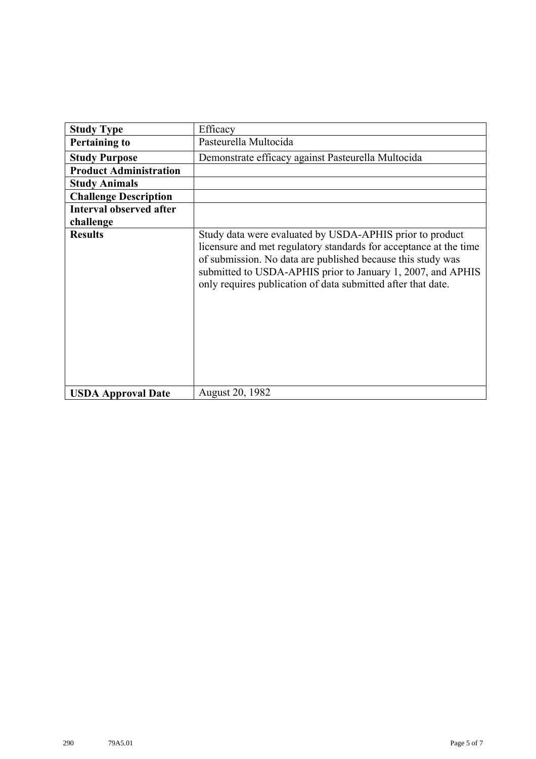| Study Type | Efficacy |
|---|---|
| Pertaining to | Pasteurella Multocida |
| Study Purpose | Demonstrate efficacy against Pasteurella Multocida |
| Product Administration | |
| Study Animals | |
| Challenge Description | |
| Interval observed after challenge | |
| Results | Study data were evaluated by USDA-APHIS prior to product licensure and met regulatory standards for acceptance at the time of submission. No data are published because this study was submitted to USDA-APHIS prior to January 1, 2007, and APHIS only requires publication of data submitted after that date. |
| USDA Approval Date | August 20, 1982 |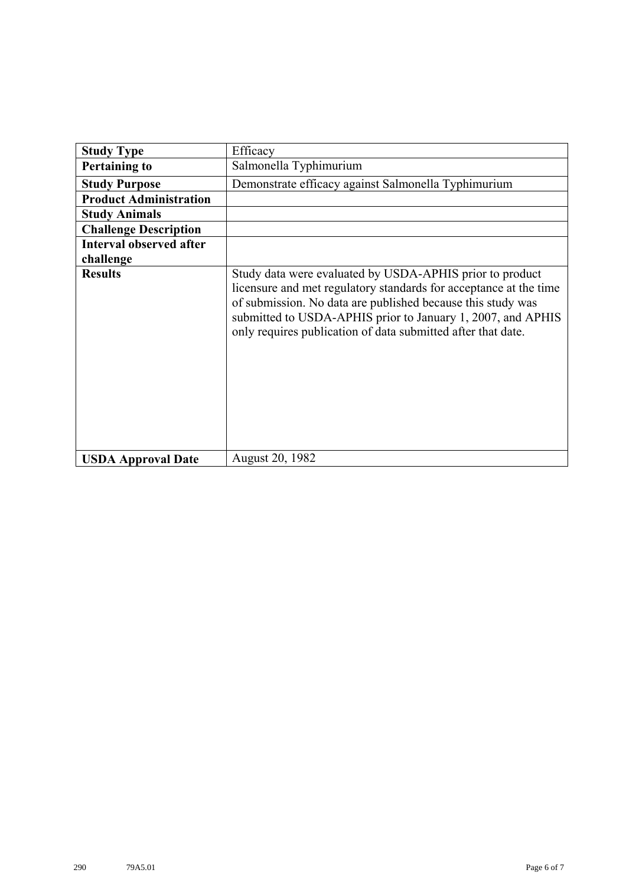| **Study Type** | Efficacy |
|---|---|
| **Pertaining to** | Salmonella Typhimurium |
| **Study Purpose** | Demonstrate efficacy against Salmonella Typhimurium |
| **Product Administration** | |
| **Study Animals** | |
| **Challenge Description** | |
| **Interval observed after challenge** | |
| **Results** | Study data were evaluated by USDA-APHIS prior to product licensure and met regulatory standards for acceptance at the time of submission. No data are published because this study was submitted to USDA-APHIS prior to January 1, 2007, and APHIS only requires publication of data submitted after that date. |
| **USDA Approval Date** | August 20, 1982 |

290 79A5.01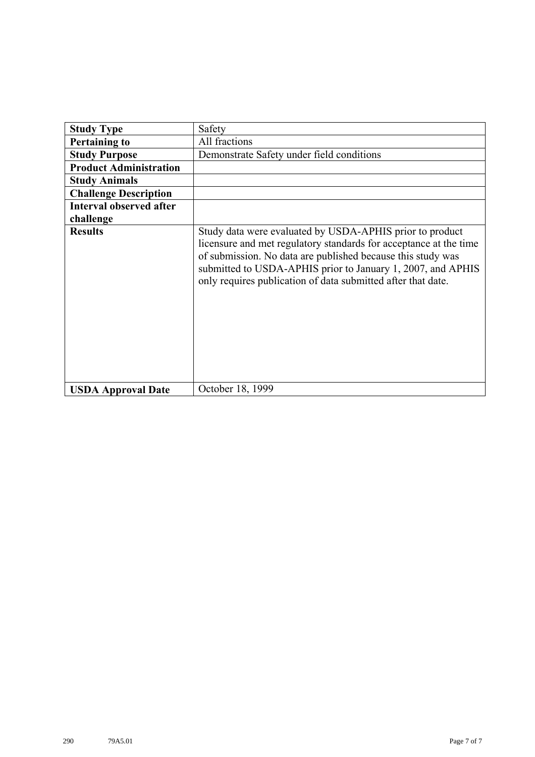| | |
|---|---|
| **Study Type** | Safety |
| **Pertaining to** | All fractions |
| **Study Purpose** | Demonstrate Safety under field conditions |
| **Product Administration** | |
| **Study Animals** | |
| **Challenge Description** | |
| **Interval observed after challenge** | |
| **Results** | Study data were evaluated by USDA-APHIS prior to product licensure and met regulatory standards for acceptance at the time of submission. No data are published because this study was submitted to USDA-APHIS prior to January 1, 2007, and APHIS only requires publication of data submitted after that date. |
| **USDA Approval Date** | October 18, 1999 |